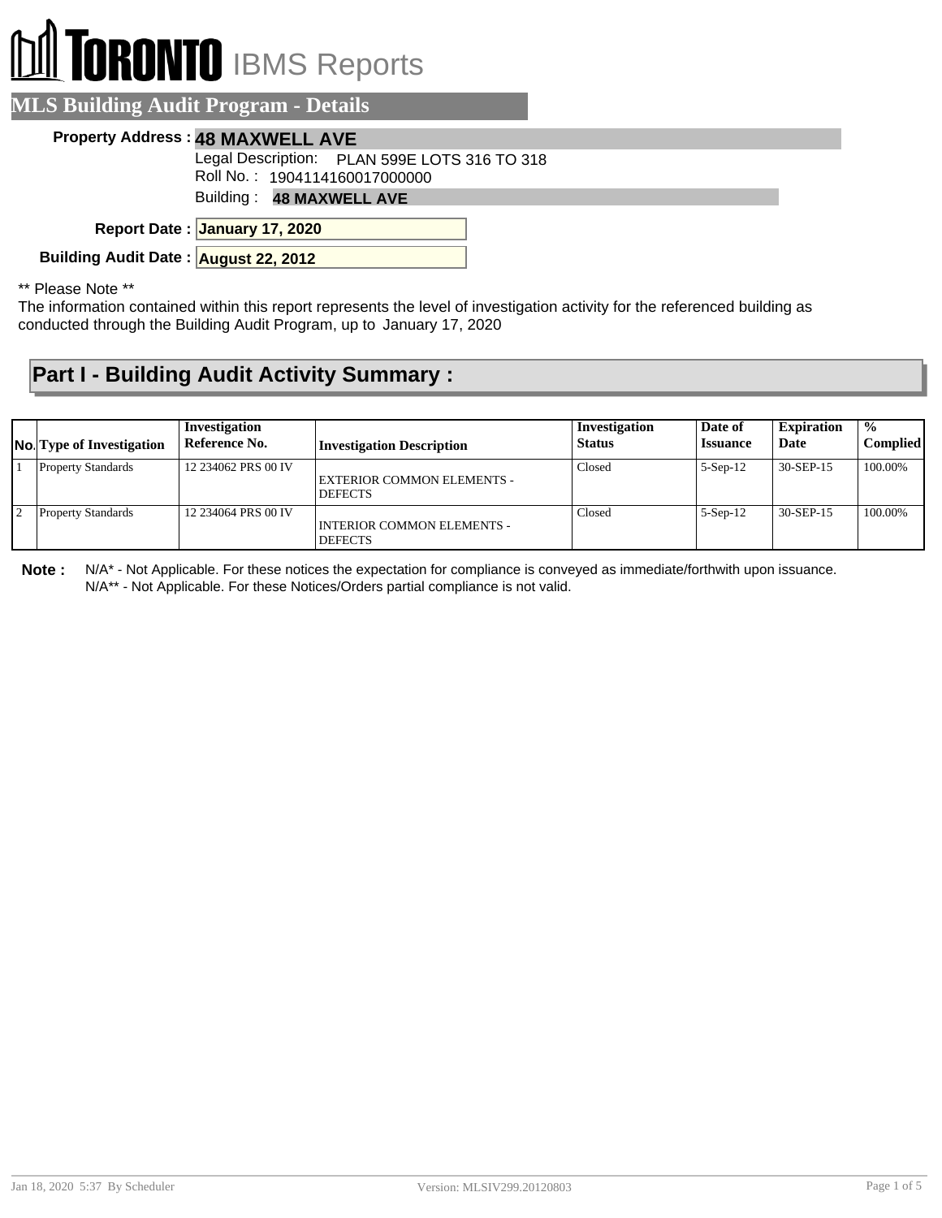# TORONTO IBMS Reports

## MLS Building Audit Program - Details

**Property Address :** **48 MAXWELL AVE**

Legal Description: PLAN 599E LOTS 316 TO 318

Roll No. : 1904114160017000000

Building : **48 MAXWELL AVE**

**Report Date :** **January 17, 2020**

**Building Audit Date :** **August 22, 2012**

** Please Note **

The information contained within this report represents the level of investigation activity for the referenced building as conducted through the Building Audit Program, up to January 17, 2020

## Part I - Building Audit Activity Summary :

| No. | Type of Investigation | Investigation Reference No. | Investigation Description | Investigation Status | Date of Issuance | Expiration Date | % Complied |
|---|---|---|---|---|---|---|---|
| 1 | Property Standards | 12 234062 PRS 00 IV | EXTERIOR COMMON ELEMENTS - DEFECTS | Closed | 5-Sep-12 | 30-SEP-15 | 100.00% |
| 2 | Property Standards | 12 234064 PRS 00 IV | INTERIOR COMMON ELEMENTS - DEFECTS | Closed | 5-Sep-12 | 30-SEP-15 | 100.00% |

**Note :** N/A* - Not Applicable. For these notices the expectation for compliance is conveyed as immediate/forthwith upon issuance.
N/A** - Not Applicable. For these Notices/Orders partial compliance is not valid.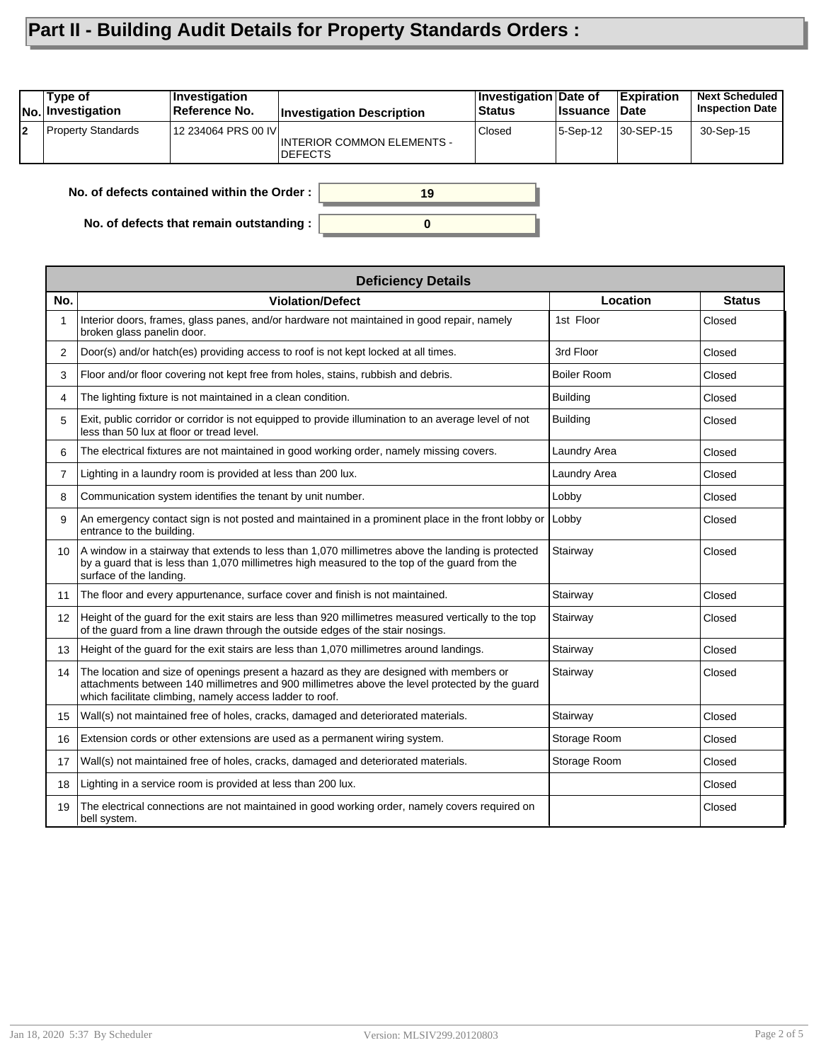# Part II - Building Audit Details for Property Standards Orders :

| No. | Type of Investigation | Investigation Reference No. | Investigation Description | Investigation Status | Date of Issuance | Expiration Date | Next Scheduled Inspection Date |
|---|---|---|---|---|---|---|---|
| 2 | Property Standards | 12 234064 PRS 00 IV | INTERIOR COMMON ELEMENTS - DEFECTS | Closed | 5-Sep-12 | 30-SEP-15 | 30-Sep-15 |

**No. of defects contained within the Order :** 19

**No. of defects that remain outstanding :** 0

| Deficiency Details | | | |
|---|---|---|---|
| **No.** | **Violation/Defect** | **Location** | **Status** |
| 1 | Interior doors, frames, glass panes, and/or hardware not maintained in good repair, namely broken glass panelin door. | 1st Floor | Closed |
| 2 | Door(s) and/or hatch(es) providing access to roof is not kept locked at all times. | 3rd Floor | Closed |
| 3 | Floor and/or floor covering not kept free from holes, stains, rubbish and debris. | Boiler Room | Closed |
| 4 | The lighting fixture is not maintained in a clean condition. | Building | Closed |
| 5 | Exit, public corridor or corridor is not equipped to provide illumination to an average level of not less than 50 lux at floor or tread level. | Building | Closed |
| 6 | The electrical fixtures are not maintained in good working order, namely missing covers. | Laundry Area | Closed |
| 7 | Lighting in a laundry room is provided at less than 200 lux. | Laundry Area | Closed |
| 8 | Communication system identifies the tenant by unit number. | Lobby | Closed |
| 9 | An emergency contact sign is not posted and maintained in a prominent place in the front lobby or entrance to the building. | Lobby | Closed |
| 10 | A window in a stairway that extends to less than 1,070 millimetres above the landing is protected by a guard that is less than 1,070 millimetres high measured to the top of the guard from the surface of the landing. | Stairway | Closed |
| 11 | The floor and every appurtenance, surface cover and finish is not maintained. | Stairway | Closed |
| 12 | Height of the guard for the exit stairs are less than 920 millimetres measured vertically to the top of the guard from a line drawn through the outside edges of the stair nosings. | Stairway | Closed |
| 13 | Height of the guard for the exit stairs are less than 1,070 millimetres around landings. | Stairway | Closed |
| 14 | The location and size of openings present a hazard as they are designed with members or attachments between 140 millimetres and 900 millimetres above the level protected by the guard which facilitate climbing, namely access ladder to roof. | Stairway | Closed |
| 15 | Wall(s) not maintained free of holes, cracks, damaged and deteriorated materials. | Stairway | Closed |
| 16 | Extension cords or other extensions are used as a permanent wiring system. | Storage Room | Closed |
| 17 | Wall(s) not maintained free of holes, cracks, damaged and deteriorated materials. | Storage Room | Closed |
| 18 | Lighting in a service room is provided at less than 200 lux. | | Closed |
| 19 | The electrical connections are not maintained in good working order, namely covers required on bell system. | | Closed |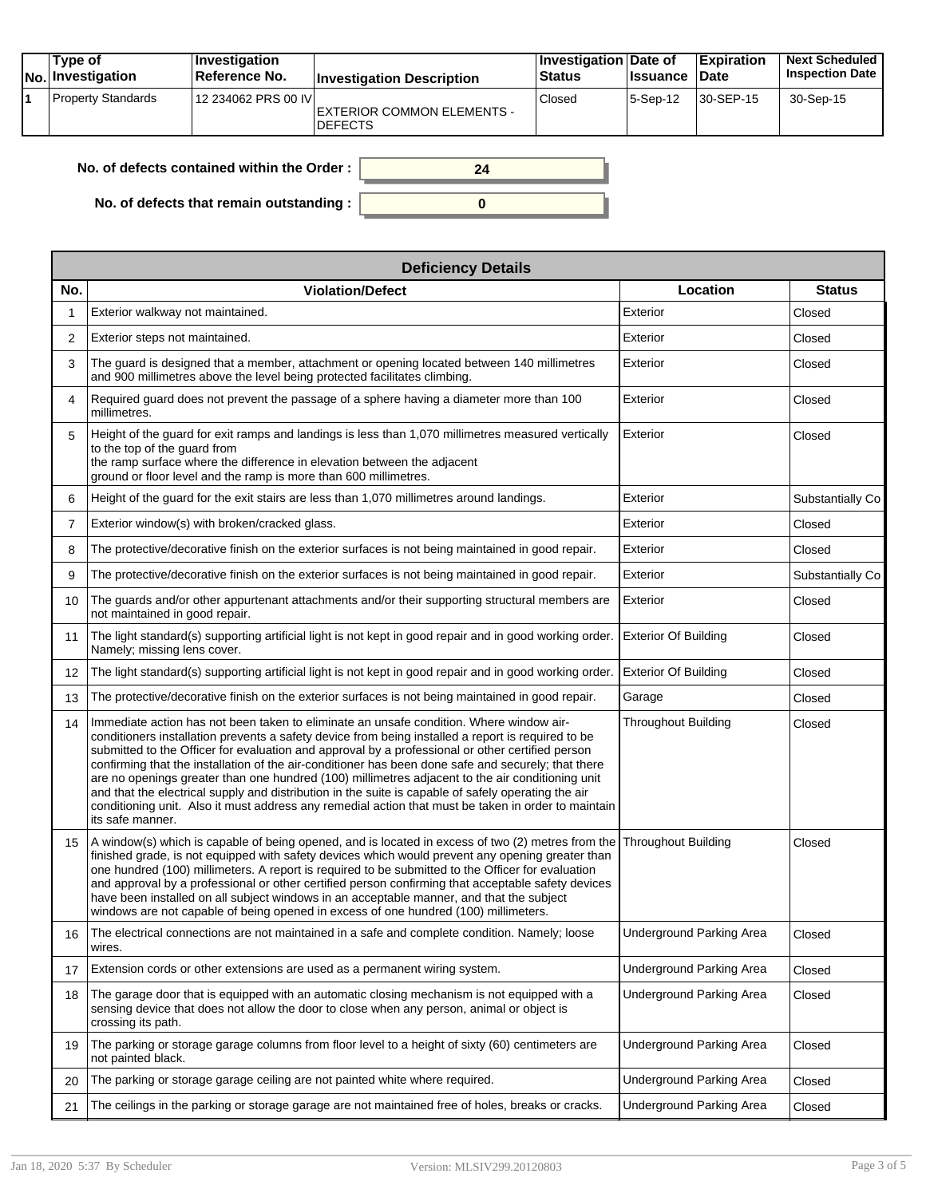| No. | Type of Investigation | Investigation Reference No. | Investigation Description | Investigation Status | Date of Issuance | Expiration Date | Next Scheduled Inspection Date |
|---|---|---|---|---|---|---|---|
| 1 | Property Standards | 12 234062 PRS 00 IV | EXTERIOR COMMON ELEMENTS - DEFECTS | Closed | 5-Sep-12 | 30-SEP-15 | 30-Sep-15 |

**No. of defects contained within the Order :** 24

**No. of defects that remain outstanding :** 0

| Deficiency Details | | | |
|---|---|---|---|
| **No.** | **Violation/Defect** | **Location** | **Status** |
| 1 | Exterior walkway not maintained. | Exterior | Closed |
| 2 | Exterior steps not maintained. | Exterior | Closed |
| 3 | The guard is designed that a member, attachment or opening located between 140 millimetres and 900 millimetres above the level being protected facilitates climbing. | Exterior | Closed |
| 4 | Required guard does not prevent the passage of a sphere having a diameter more than 100 millimetres. | Exterior | Closed |
| 5 | Height of the guard for exit ramps and landings is less than 1,070 millimetres measured vertically to the top of the guard from the ramp surface where the difference in elevation between the adjacent ground or floor level and the ramp is more than 600 millimetres. | Exterior | Closed |
| 6 | Height of the guard for the exit stairs are less than 1,070 millimetres around landings. | Exterior | Substantially Co |
| 7 | Exterior window(s) with broken/cracked glass. | Exterior | Closed |
| 8 | The protective/decorative finish on the exterior surfaces is not being maintained in good repair. | Exterior | Closed |
| 9 | The protective/decorative finish on the exterior surfaces is not being maintained in good repair. | Exterior | Substantially Co |
| 10 | The guards and/or other appurtenant attachments and/or their supporting structural members are not maintained in good repair. | Exterior | Closed |
| 11 | The light standard(s) supporting artificial light is not kept in good repair and in good working order. Namely; missing lens cover. | Exterior Of Building | Closed |
| 12 | The light standard(s) supporting artificial light is not kept in good repair and in good working order. | Exterior Of Building | Closed |
| 13 | The protective/decorative finish on the exterior surfaces is not being maintained in good repair. | Garage | Closed |
| 14 | Immediate action has not been taken to eliminate an unsafe condition. Where window air-conditioners installation prevents a safety device from being installed a report is required to be submitted to the Officer for evaluation and approval by a professional or other certified person confirming that the installation of the air-conditioner has been done safe and securely; that there are no openings greater than one hundred (100) millimetres adjacent to the air conditioning unit and that the electrical supply and distribution in the suite is capable of safely operating the air conditioning unit. Also it must address any remedial action that must be taken in order to maintain its safe manner. | Throughout Building | Closed |
| 15 | A window(s) which is capable of being opened, and is located in excess of two (2) metres from the finished grade, is not equipped with safety devices which would prevent any opening greater than one hundred (100) millimeters. A report is required to be submitted to the Officer for evaluation and approval by a professional or other certified person confirming that acceptable safety devices have been installed on all subject windows in an acceptable manner, and that the subject windows are not capable of being opened in excess of one hundred (100) millimeters. | Throughout Building | Closed |
| 16 | The electrical connections are not maintained in a safe and complete condition. Namely; loose wires. | Underground Parking Area | Closed |
| 17 | Extension cords or other extensions are used as a permanent wiring system. | Underground Parking Area | Closed |
| 18 | The garage door that is equipped with an automatic closing mechanism is not equipped with a sensing device that does not allow the door to close when any person, animal or object is crossing its path. | Underground Parking Area | Closed |
| 19 | The parking or storage garage columns from floor level to a height of sixty (60) centimeters are not painted black. | Underground Parking Area | Closed |
| 20 | The parking or storage garage ceiling are not painted white where required. | Underground Parking Area | Closed |
| 21 | The ceilings in the parking or storage garage are not maintained free of holes, breaks or cracks. | Underground Parking Area | Closed |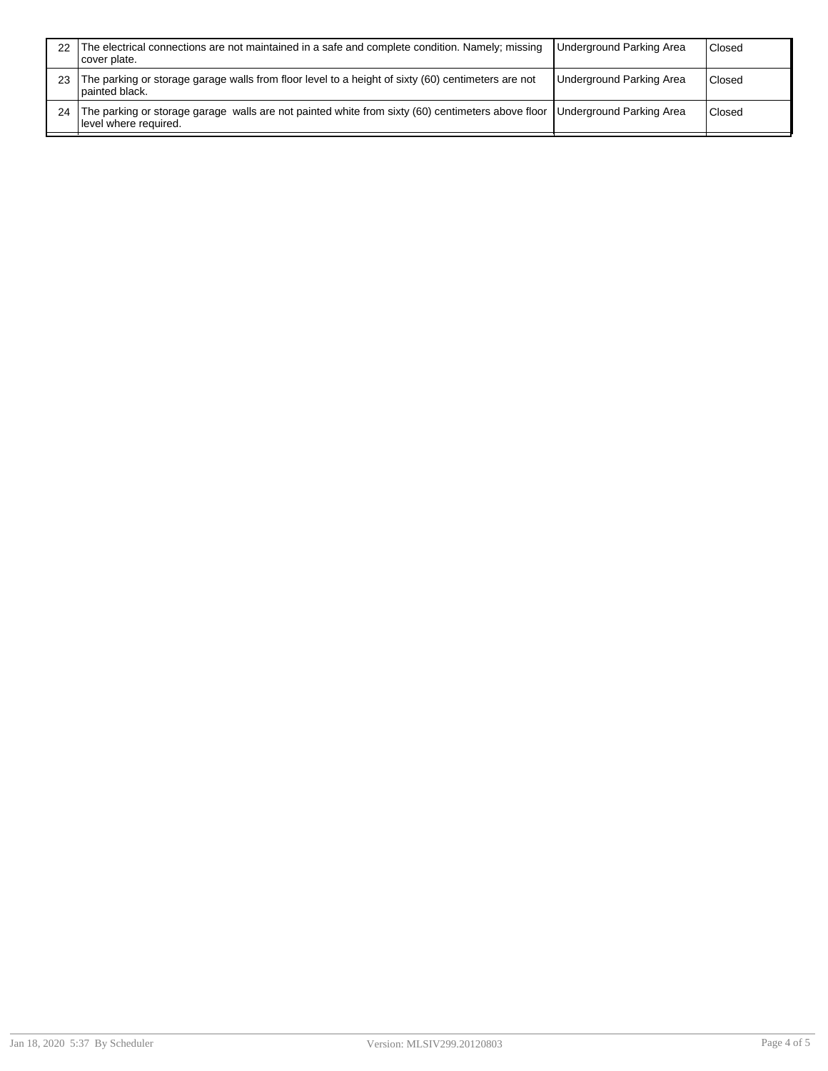| | | | |
|---|---|---|---|
| 22 | The electrical connections are not maintained in a safe and complete condition. Namely; missing cover plate. | Underground Parking Area | Closed |
| 23 | The parking or storage garage walls from floor level to a height of sixty (60) centimeters are not painted black. | Underground Parking Area | Closed |
| 24 | The parking or storage garage walls are not painted white from sixty (60) centimeters above floor level where required. | Underground Parking Area | Closed |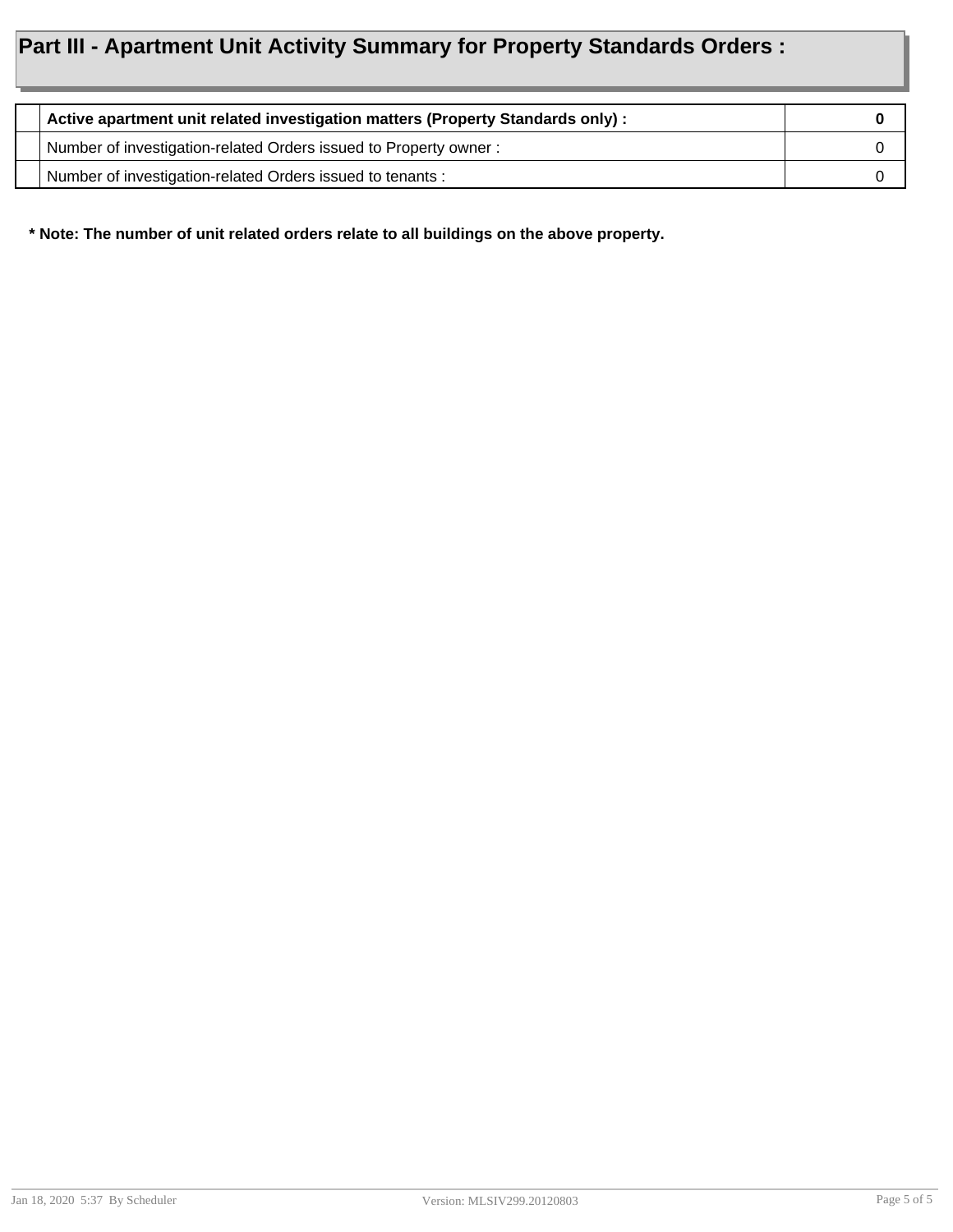## Part III - Apartment Unit Activity Summary for Property Standards Orders :

| | | |
|---|---|---|
| | **Active apartment unit related investigation matters (Property Standards only) :** | **0** |
| | Number of investigation-related Orders issued to Property owner : | 0 |
| | Number of investigation-related Orders issued to tenants : | 0 |

**\* Note: The number of unit related orders relate to all buildings on the above property.**